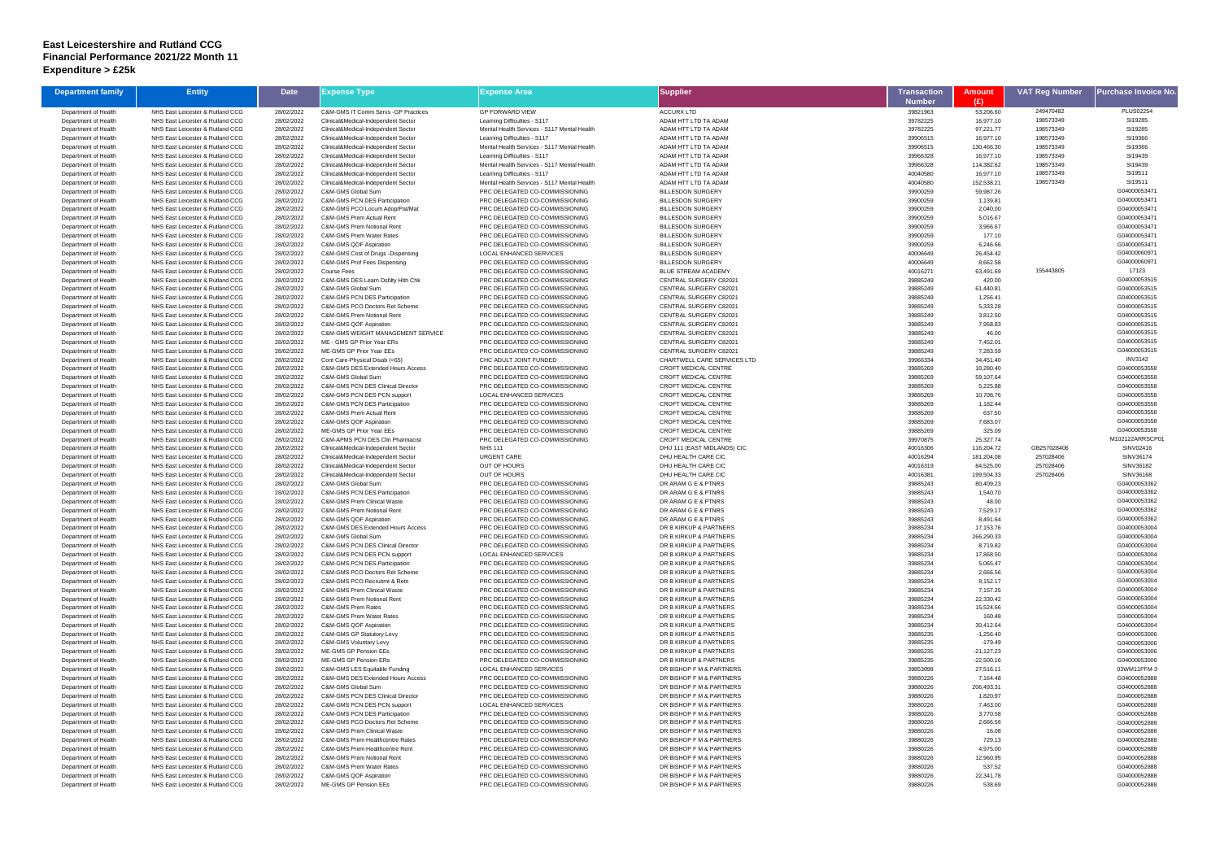# East Leicestershire and Rutland CCG
## Financial Performance 2021/22 Month 11
## Expenditure > £25k

| Department family | Entity | Date | Expense Type | Expense Area | Supplier | Transaction Number | Amount (£) | VAT Reg Number | Purchase Invoice No. |
|---|---|---|---|---|---|---|---|---|---|
| Department of Health | NHS East Leicester & Rutland CCG | 28/02/2022 | C&M-GMS IT Comm Servs -GP Practices | GP FORWARD VIEW | ACCURX LTD | 39821963 | 53,206.60 | 249470482 | PLUS02254 |
| Department of Health | NHS East Leicester & Rutland CCG | 28/02/2022 | Clinical&Medical-Independent Sector | Learning Difficulties - S117 | ADAM HTT LTD TA ADAM | 39782225 | 16,977.10 | 198573349 | SI19285 |
| Department of Health | NHS East Leicester & Rutland CCG | 28/02/2022 | Clinical&Medical-Independent Sector | Mental Health Services - S117 Mental Health | ADAM HTT LTD TA ADAM | 39782225 | 97,221.77 | 198573349 | SI19285 |
| Department of Health | NHS East Leicester & Rutland CCG | 28/02/2022 | Clinical&Medical-Independent Sector | Learning Difficulties - S117 | ADAM HTT LTD TA ADAM | 39906515 | 16,977.10 | 198573349 | SI19366 |
| Department of Health | NHS East Leicester & Rutland CCG | 28/02/2022 | Clinical&Medical-Independent Sector | Mental Health Services - S117 Mental Health | ADAM HTT LTD TA ADAM | 39906515 | 130,466.30 | 198573349 | SI19366 |
| Department of Health | NHS East Leicester & Rutland CCG | 28/02/2022 | Clinical&Medical-Independent Sector | Learning Difficulties - S117 | ADAM HTT LTD TA ADAM | 39966328 | 16,977.10 | 198573349 | SI19439 |
| Department of Health | NHS East Leicester & Rutland CCG | 28/02/2022 | Clinical&Medical-Independent Sector | Mental Health Services - S117 Mental Health | ADAM HTT LTD TA ADAM | 39966328 | 114,382.62 | 198573349 | SI19439 |
| Department of Health | NHS East Leicester & Rutland CCG | 28/02/2022 | Clinical&Medical-Independent Sector | Learning Difficulties - S117 | ADAM HTT LTD TA ADAM | 40040580 | 16,977.10 | 198573349 | SI19511 |
| Department of Health | NHS East Leicester & Rutland CCG | 28/02/2022 | Clinical&Medical-Independent Sector | Mental Health Services - S117 Mental Health | ADAM HTT LTD TA ADAM | 40040580 | 152,538.21 | 198573349 | SI19511 |
| Department of Health | NHS East Leicester & Rutland CCG | 28/02/2022 | C&M-GMS Global Sum | PRC DELEGATED CO-COMMISSIONING | BILLESDON SURGERY | 39900259 | 59,987.26 | | G04000053471 |
| Department of Health | NHS East Leicester & Rutland CCG | 28/02/2022 | C&M-GMS PCN DES Participation | PRC DELEGATED CO-COMMISSIONING | BILLESDON SURGERY | 39900259 | 1,139.81 | | G04000053471 |
| Department of Health | NHS East Leicester & Rutland CCG | 28/02/2022 | C&M-GMS PCO Locum Adop/Pat/Mat | PRC DELEGATED CO-COMMISSIONING | BILLESDON SURGERY | 39900259 | 2,040.00 | | G04000053471 |
| Department of Health | NHS East Leicester & Rutland CCG | 28/02/2022 | C&M-GMS Prem Actual Rent | PRC DELEGATED CO-COMMISSIONING | BILLESDON SURGERY | 39900259 | 5,016.67 | | G04000053471 |
| Department of Health | NHS East Leicester & Rutland CCG | 28/02/2022 | C&M-GMS Prem Notional Rent | PRC DELEGATED CO-COMMISSIONING | BILLESDON SURGERY | 39900259 | 3,966.67 | | G04000053471 |
| Department of Health | NHS East Leicester & Rutland CCG | 28/02/2022 | C&M-GMS Prem Water Rates | PRC DELEGATED CO-COMMISSIONING | BILLESDON SURGERY | 39900259 | 177.10 | | G04000053471 |
| Department of Health | NHS East Leicester & Rutland CCG | 28/02/2022 | C&M-GMS QOF Aspiration | PRC DELEGATED CO-COMMISSIONING | BILLESDON SURGERY | 39900259 | 6,246.66 | | G04000053471 |
| Department of Health | NHS East Leicester & Rutland CCG | 28/02/2022 | C&M-GMS Cost of Drugs -Dispensing | LOCAL ENHANCED SERVICES | BILLESDON SURGERY | 40006649 | 26,454.42 | | G04000060971 |
| Department of Health | NHS East Leicester & Rutland CCG | 28/02/2022 | C&M-GMS Prof Fees Dispensing | PRC DELEGATED CO-COMMISSIONING | BILLESDON SURGERY | 40006649 | 8,662.58 | | G04000060971 |
| Department of Health | NHS East Leicester & Rutland CCG | 28/02/2022 | Course Fees | PRC DELEGATED CO-COMMISSIONING | BLUE STREAM ACADEMY | 40016271 | 63,491.69 | 155443805 | 17123 |
| Department of Health | NHS East Leicester & Rutland CCG | 28/02/2022 | C&M-GMS DES Learn Dsblty Hlth Chk | PRC DELEGATED CO-COMMISSIONING | CENTRAL SURGERY C82021 | 39885249 | 420.00 | | G04000053515 |
| Department of Health | NHS East Leicester & Rutland CCG | 28/02/2022 | C&M-GMS Global Sum | PRC DELEGATED CO-COMMISSIONING | CENTRAL SURGERY C82021 | 39885249 | 61,440.81 | | G04000053515 |
| Department of Health | NHS East Leicester & Rutland CCG | 28/02/2022 | C&M-GMS PCN DES Participation | PRC DELEGATED CO-COMMISSIONING | CENTRAL SURGERY C82021 | 39885249 | 1,256.41 | | G04000053515 |
| Department of Health | NHS East Leicester & Rutland CCG | 28/02/2022 | C&M-GMS PCO Doctors Ret Scheme | PRC DELEGATED CO-COMMISSIONING | CENTRAL SURGERY C82021 | 39885249 | 5,333.28 | | G04000053515 |
| Department of Health | NHS East Leicester & Rutland CCG | 28/02/2022 | C&M-GMS Prem Notional Rent | PRC DELEGATED CO-COMMISSIONING | CENTRAL SURGERY C82021 | 39885249 | 3,812.50 | | G04000053515 |
| Department of Health | NHS East Leicester & Rutland CCG | 28/02/2022 | C&M-GMS QOF Aspiration | PRC DELEGATED CO-COMMISSIONING | CENTRAL SURGERY C82021 | 39885249 | 7,958.83 | | G04000053515 |
| Department of Health | NHS East Leicester & Rutland CCG | 28/02/2022 | C&M-GMS WEIGHT MANAGEMENT SERVICE | PRC DELEGATED CO-COMMISSIONING | CENTRAL SURGERY C82021 | 39885249 | 46.00 | | G04000053515 |
| Department of Health | NHS East Leicester & Rutland CCG | 28/02/2022 | ME - GMS GP Prior Year ERs | PRC DELEGATED CO-COMMISSIONING | CENTRAL SURGERY C82021 | 39885249 | 7,452.01 | | G04000053515 |
| Department of Health | NHS East Leicester & Rutland CCG | 28/02/2022 | ME-GMS GP Prior Year EEs | PRC DELEGATED CO-COMMISSIONING | CENTRAL SURGERY C82021 | 39885249 | 7,283.59 | | G04000053515 |
| Department of Health | NHS East Leicester & Rutland CCG | 28/02/2022 | Cont Care-Physical Disab (<65) | CHC ADULT JOINT FUNDED | CHARTWELL CARE SERVICES LTD | 39966334 | 34,451.40 | | INV3142 |
| Department of Health | NHS East Leicester & Rutland CCG | 28/02/2022 | C&M-GMS DES Extended Hours Access | PRC DELEGATED CO-COMMISSIONING | CROFT MEDICAL CENTRE | 39885269 | 10,280.40 | | G04000053558 |
| Department of Health | NHS East Leicester & Rutland CCG | 28/02/2022 | C&M-GMS Global Sum | PRC DELEGATED CO-COMMISSIONING | CROFT MEDICAL CENTRE | 39885269 | 59,107.64 | | G04000053558 |
| Department of Health | NHS East Leicester & Rutland CCG | 28/02/2022 | C&M-GMS PCN DES Clinical Director | PRC DELEGATED CO-COMMISSIONING | CROFT MEDICAL CENTRE | 39885269 | 5,225.88 | | G04000053558 |
| Department of Health | NHS East Leicester & Rutland CCG | 28/02/2022 | C&M-GMS PCN DES PCN support | LOCAL ENHANCED SERVICES | CROFT MEDICAL CENTRE | 39885269 | 10,708.76 | | G04000053558 |
| Department of Health | NHS East Leicester & Rutland CCG | 28/02/2022 | C&M-GMS PCN DES Participation | PRC DELEGATED CO-COMMISSIONING | CROFT MEDICAL CENTRE | 39885269 | 1,182.44 | | G04000053558 |
| Department of Health | NHS East Leicester & Rutland CCG | 28/02/2022 | C&M-GMS Prem Actual Rent | PRC DELEGATED CO-COMMISSIONING | CROFT MEDICAL CENTRE | 39885269 | 637.50 | | G04000053558 |
| Department of Health | NHS East Leicester & Rutland CCG | 28/02/2022 | C&M-GMS QOF Aspiration | PRC DELEGATED CO-COMMISSIONING | CROFT MEDICAL CENTRE | 39885269 | 7,683.07 | | G04000053558 |
| Department of Health | NHS East Leicester & Rutland CCG | 28/02/2022 | ME-GMS GP Prior Year EEs | PRC DELEGATED CO-COMMISSIONING | CROFT MEDICAL CENTRE | 39885269 | 325.09 | | G04000053558 |
| Department of Health | NHS East Leicester & Rutland CCG | 28/02/2022 | C&M-APMS PCN DES Clin Pharmacist | PRC DELEGATED CO-COMMISSIONING | CROFT MEDICAL CENTRE | 39970875 | 25,327.74 | | M102122ARRSCP01 |
| Department of Health | NHS East Leicester & Rutland CCG | 28/02/2022 | Clinical&Medical-Independent Sector | NHS 111 | DHU 111 (EAST MIDLANDS) CIC | 40016306 | 116,204.72 | GB257028406 | SINV02416 |
| Department of Health | NHS East Leicester & Rutland CCG | 28/02/2022 | Clinical&Medical-Independent Sector | URGENT CARE | DHU HEALTH CARE CIC | 40016294 | 181,204.08 | 257028406 | SINV36174 |
| Department of Health | NHS East Leicester & Rutland CCG | 28/02/2022 | Clinical&Medical-Independent Sector | OUT OF HOURS | DHU HEALTH CARE CIC | 40016319 | 84,525.00 | 257028406 | SINV36182 |
| Department of Health | NHS East Leicester & Rutland CCG | 28/02/2022 | Clinical&Medical-Independent Sector | OUT OF HOURS | DHU HEALTH CARE CIC | 40016381 | 199,504.33 | 257028406 | SINV36168 |
| Department of Health | NHS East Leicester & Rutland CCG | 28/02/2022 | C&M-GMS Global Sum | PRC DELEGATED CO-COMMISSIONING | DR ARAM G E & PTNRS | 39885243 | 80,409.23 | | G04000053362 |
| Department of Health | NHS East Leicester & Rutland CCG | 28/02/2022 | C&M-GMS PCN DES Participation | PRC DELEGATED CO-COMMISSIONING | DR ARAM G E & PTNRS | 39885243 | 1,540.70 | | G04000053362 |
| Department of Health | NHS East Leicester & Rutland CCG | 28/02/2022 | C&M-GMS Prem Clinical Waste | PRC DELEGATED CO-COMMISSIONING | DR ARAM G E & PTNRS | 39885243 | 48.00 | | G04000053362 |
| Department of Health | NHS East Leicester & Rutland CCG | 28/02/2022 | C&M-GMS Prem Notional Rent | PRC DELEGATED CO-COMMISSIONING | DR ARAM G E & PTNRS | 39885243 | 7,529.17 | | G04000053362 |
| Department of Health | NHS East Leicester & Rutland CCG | 28/02/2022 | C&M-GMS QOF Aspiration | PRC DELEGATED CO-COMMISSIONING | DR ARAM G E & PTNRS | 39885243 | 8,491.64 | | G04000053362 |
| Department of Health | NHS East Leicester & Rutland CCG | 28/02/2022 | C&M-GMS DES Extended Hours Access | PRC DELEGATED CO-COMMISSIONING | DR B KIRKUP & PARTNERS | 39885234 | 17,153.76 | | G04000053004 |
| Department of Health | NHS East Leicester & Rutland CCG | 28/02/2022 | C&M-GMS Global Sum | PRC DELEGATED CO-COMMISSIONING | DR B KIRKUP & PARTNERS | 39885234 | 266,290.33 | | G04000053004 |
| Department of Health | NHS East Leicester & Rutland CCG | 28/02/2022 | C&M-GMS PCN DES Clinical Director | PRC DELEGATED CO-COMMISSIONING | DR B KIRKUP & PARTNERS | 39885234 | 8,719.82 | | G04000053004 |
| Department of Health | NHS East Leicester & Rutland CCG | 28/02/2022 | C&M-GMS PCN DES PCN support | LOCAL ENHANCED SERVICES | DR B KIRKUP & PARTNERS | 39885234 | 17,868.50 | | G04000053004 |
| Department of Health | NHS East Leicester & Rutland CCG | 28/02/2022 | C&M-GMS PCN DES Participation | PRC DELEGATED CO-COMMISSIONING | DR B KIRKUP & PARTNERS | 39885234 | 5,065.47 | | G04000053004 |
| Department of Health | NHS East Leicester & Rutland CCG | 28/02/2022 | C&M-GMS PCO Doctors Ret Scheme | PRC DELEGATED CO-COMMISSIONING | DR B KIRKUP & PARTNERS | 39885234 | 2,666.56 | | G04000053004 |
| Department of Health | NHS East Leicester & Rutland CCG | 28/02/2022 | C&M-GMS PCO Recruitmt & Retn | PRC DELEGATED CO-COMMISSIONING | DR B KIRKUP & PARTNERS | 39885234 | 8,152.17 | | G04000053004 |
| Department of Health | NHS East Leicester & Rutland CCG | 28/02/2022 | C&M-GMS Prem Clinical Waste | PRC DELEGATED CO-COMMISSIONING | DR B KIRKUP & PARTNERS | 39885234 | 7,157.25 | | G04000053004 |
| Department of Health | NHS East Leicester & Rutland CCG | 28/02/2022 | C&M-GMS Prem Notional Rent | PRC DELEGATED CO-COMMISSIONING | DR B KIRKUP & PARTNERS | 39885234 | 22,330.42 | | G04000053004 |
| Department of Health | NHS East Leicester & Rutland CCG | 28/02/2022 | C&M-GMS Prem Rates | PRC DELEGATED CO-COMMISSIONING | DR B KIRKUP & PARTNERS | 39885234 | 15,524.66 | | G04000053004 |
| Department of Health | NHS East Leicester & Rutland CCG | 28/02/2022 | C&M-GMS Prem Water Rates | PRC DELEGATED CO-COMMISSIONING | DR B KIRKUP & PARTNERS | 39885234 | 160.48 | | G04000053004 |
| Department of Health | NHS East Leicester & Rutland CCG | 28/02/2022 | C&M-GMS QOF Aspiration | PRC DELEGATED CO-COMMISSIONING | DR B KIRKUP & PARTNERS | 39885234 | 30,412.64 | | G04000053004 |
| Department of Health | NHS East Leicester & Rutland CCG | 28/02/2022 | C&M-GMS GP Statutory Levy | PRC DELEGATED CO-COMMISSIONING | DR B KIRKUP & PARTNERS | 39885235 | -1,256.40 | | G04000053006 |
| Department of Health | NHS East Leicester & Rutland CCG | 28/02/2022 | C&M-GMS Voluntary Levy | PRC DELEGATED CO-COMMISSIONING | DR B KIRKUP & PARTNERS | 39885235 | -179.49 | | G04000053006 |
| Department of Health | NHS East Leicester & Rutland CCG | 28/02/2022 | ME-GMS GP Pension EEs | PRC DELEGATED CO-COMMISSIONING | DR B KIRKUP & PARTNERS | 39885235 | -21,127.23 | | G04000053006 |
| Department of Health | NHS East Leicester & Rutland CCG | 28/02/2022 | ME-GMS GP Pension ERs | PRC DELEGATED CO-COMMISSIONING | DR B KIRKUP & PARTNERS | 39885235 | -22,500.16 | | G04000053006 |
| Department of Health | NHS East Leicester & Rutland CCG | 28/02/2022 | C&M-GMS LES Equitable Funding | LOCAL ENHANCED SERVICES | DR BISHOP F M & PARTNERS | 39853098 | 27,516.11 | | 03WM11FFM-3 |
| Department of Health | NHS East Leicester & Rutland CCG | 28/02/2022 | C&M-GMS DES Extended Hours Access | PRC DELEGATED CO-COMMISSIONING | DR BISHOP F M & PARTNERS | 39880226 | 7,164.48 | | G04000052888 |
| Department of Health | NHS East Leicester & Rutland CCG | 28/02/2022 | C&M-GMS Global Sum | PRC DELEGATED CO-COMMISSIONING | DR BISHOP F M & PARTNERS | 39880226 | 206,493.31 | | G04000052888 |
| Department of Health | NHS East Leicester & Rutland CCG | 28/02/2022 | C&M-GMS PCN DES Clinical Director | PRC DELEGATED CO-COMMISSIONING | DR BISHOP F M & PARTNERS | 39880226 | 1,820.97 | | G04000052888 |
| Department of Health | NHS East Leicester & Rutland CCG | 28/02/2022 | C&M-GMS PCN DES PCN support | LOCAL ENHANCED SERVICES | DR BISHOP F M & PARTNERS | 39880226 | 7,463.00 | | G04000052888 |
| Department of Health | NHS East Leicester & Rutland CCG | 28/02/2022 | C&M-GMS PCN DES Participation | PRC DELEGATED CO-COMMISSIONING | DR BISHOP F M & PARTNERS | 39880226 | 3,770.58 | | G04000052888 |
| Department of Health | NHS East Leicester & Rutland CCG | 28/02/2022 | C&M-GMS PCO Doctors Ret Scheme | PRC DELEGATED CO-COMMISSIONING | DR BISHOP F M & PARTNERS | 39880226 | 2,666.56 | | G04000052888 |
| Department of Health | NHS East Leicester & Rutland CCG | 28/02/2022 | C&M-GMS Prem Clinical Waste | PRC DELEGATED CO-COMMISSIONING | DR BISHOP F M & PARTNERS | 39880226 | 16.08 | | G04000052888 |
| Department of Health | NHS East Leicester & Rutland CCG | 28/02/2022 | C&M-GMS Prem Healthcentre Rates | PRC DELEGATED CO-COMMISSIONING | DR BISHOP F M & PARTNERS | 39880226 | 729.13 | | G04000052888 |
| Department of Health | NHS East Leicester & Rutland CCG | 28/02/2022 | C&M-GMS Prem Healthcentre Rent | PRC DELEGATED CO-COMMISSIONING | DR BISHOP F M & PARTNERS | 39880226 | 4,975.00 | | G04000052888 |
| Department of Health | NHS East Leicester & Rutland CCG | 28/02/2022 | C&M-GMS Prem Notional Rent | PRC DELEGATED CO-COMMISSIONING | DR BISHOP F M & PARTNERS | 39880226 | 12,960.95 | | G04000052888 |
| Department of Health | NHS East Leicester & Rutland CCG | 28/02/2022 | C&M-GMS Prem Water Rates | PRC DELEGATED CO-COMMISSIONING | DR BISHOP F M & PARTNERS | 39880226 | 537.52 | | G04000052888 |
| Department of Health | NHS East Leicester & Rutland CCG | 28/02/2022 | C&M-GMS QOF Aspiration | PRC DELEGATED CO-COMMISSIONING | DR BISHOP F M & PARTNERS | 39880226 | 22,341.78 | | G04000052888 |
| Department of Health | NHS East Leicester & Rutland CCG | 28/02/2022 | ME-GMS GP Pension EEs | PRC DELEGATED CO-COMMISSIONING | DR BISHOP F M & PARTNERS | 39880226 | 538.69 | | G04000052888 |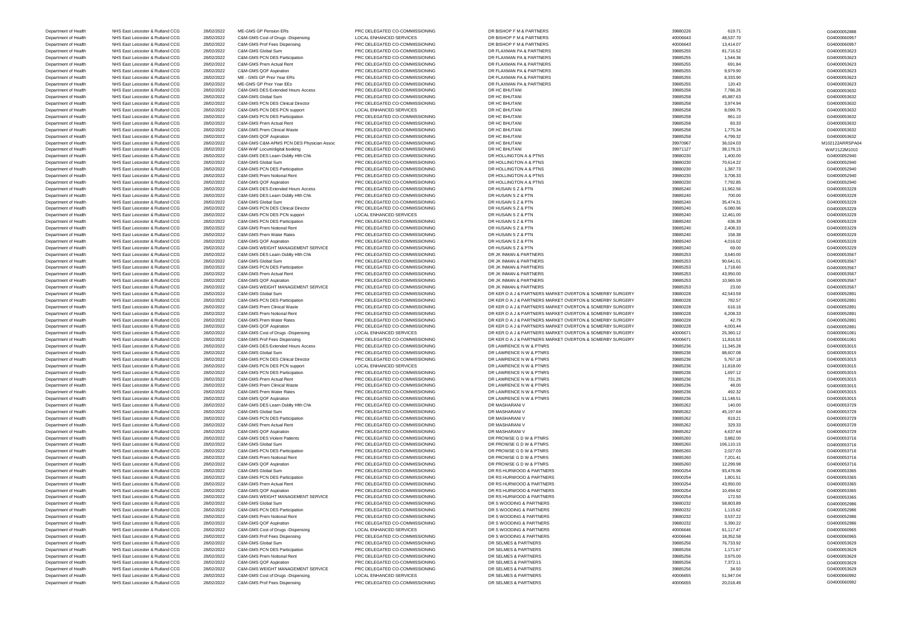| | | | | | | | | |
|---|---|---|---|---|---|---|---|---|
| Department of Health | NHS East Leicester & Rutland CCG | 28/02/2022 | ME-GMS GP Pension ERs | PRC DELEGATED CO-COMMISSIONING | DR BISHOP F M & PARTNERS | 39880226 | 619.71 | G04000052888 |
| Department of Health | NHS East Leicester & Rutland CCG | 28/02/2022 | C&M-GMS Cost of Drugs -Dispensing | LOCAL ENHANCED SERVICES | DR BISHOP F M & PARTNERS | 40006643 | 48,537.70 | G04000060957 |
| Department of Health | NHS East Leicester & Rutland CCG | 28/02/2022 | C&M-GMS Prof Fees Dispensing | PRC DELEGATED CO-COMMISSIONING | DR BISHOP F M & PARTNERS | 40006643 | 13,414.07 | G04000060957 |
| Department of Health | NHS East Leicester & Rutland CCG | 28/02/2022 | C&M-GMS Global Sum | PRC DELEGATED CO-COMMISSIONING | DR FLAXMAN PA & PARTNERS | 39885255 | 81,716.52 | G04000053623 |
| Department of Health | NHS East Leicester & Rutland CCG | 28/02/2022 | C&M-GMS PCN DES Participation | PRC DELEGATED CO-COMMISSIONING | DR FLAXMAN PA & PARTNERS | 39885255 | 1,544.36 | G04000053623 |
| Department of Health | NHS East Leicester & Rutland CCG | 28/02/2022 | C&M-GMS Prem Actual Rent | PRC DELEGATED CO-COMMISSIONING | DR FLAXMAN PA & PARTNERS | 39885255 | 691.84 | G04000053623 |
| Department of Health | NHS East Leicester & Rutland CCG | 28/02/2022 | C&M-GMS QOF Aspiration | PRC DELEGATED CO-COMMISSIONING | DR FLAXMAN PA & PARTNERS | 39885255 | 9,979.90 | G04000053623 |
| Department of Health | NHS East Leicester & Rutland CCG | 28/02/2022 | ME - GMS GP Prior Year ERs | PRC DELEGATED CO-COMMISSIONING | DR FLAXMAN PA & PARTNERS | 39885255 | 8,333.90 | G04000053623 |
| Department of Health | NHS East Leicester & Rutland CCG | 28/02/2022 | ME-GMS GP Prior Year EEs | PRC DELEGATED CO-COMMISSIONING | DR FLAXMAN PA & PARTNERS | 39885255 | 120.43 | G04000053623 |
| Department of Health | NHS East Leicester & Rutland CCG | 28/02/2022 | C&M-GMS DES Extended Hours Access | PRC DELEGATED CO-COMMISSIONING | DR HC BHUTANI | 39885258 | 7,786.26 | G04000053632 |
| Department of Health | NHS East Leicester & Rutland CCG | 28/02/2022 | C&M-GMS Global Sum | PRC DELEGATED CO-COMMISSIONING | DR HC BHUTANI | 39885258 | 45,887.63 | G04000053632 |
| Department of Health | NHS East Leicester & Rutland CCG | 28/02/2022 | C&M-GMS PCN DES Clinical Director | PRC DELEGATED CO-COMMISSIONING | DR HC BHUTANI | 39885258 | 3,974.94 | G04000053632 |
| Department of Health | NHS East Leicester & Rutland CCG | 28/02/2022 | C&M-GMS PCN DES PCN support | LOCAL ENHANCED SERVICES | DR HC BHUTANI | 39885258 | 8,099.75 | G04000053632 |
| Department of Health | NHS East Leicester & Rutland CCG | 28/02/2022 | C&M-GMS PCN DES Participation | PRC DELEGATED CO-COMMISSIONING | DR HC BHUTANI | 39885258 | 861.10 | G04000053632 |
| Department of Health | NHS East Leicester & Rutland CCG | 28/02/2022 | C&M-GMS Prem Actual Rent | PRC DELEGATED CO-COMMISSIONING | DR HC BHUTANI | 39885258 | 83.33 | G04000053632 |
| Department of Health | NHS East Leicester & Rutland CCG | 28/02/2022 | C&M-GMS Prem Clinical Waste | PRC DELEGATED CO-COMMISSIONING | DR HC BHUTANI | 39885258 | 1,775.34 | G04000053632 |
| Department of Health | NHS East Leicester & Rutland CCG | 28/02/2022 | C&M-GMS QOF Aspiration | PRC DELEGATED CO-COMMISSIONING | DR HC BHUTANI | 39885258 | 4,799.32 | G04000053632 |
| Department of Health | NHS East Leicester & Rutland CCG | 28/02/2022 | C&M-GMS C&M-APMS PCN DES Physician Assoc | PRC DELEGATED CO-COMMISSIONING | DR HC BHUTANI | 39970967 | 36,024.03 | M102122ARRSPA04 |
| Department of Health | NHS East Leicester & Rutland CCG | 28/02/2022 | C&M-WAF Locum/digital booking | PRC DELEGATED CO-COMMISSIONING | DR HC BHUTANI | 39971127 | 38,178.15 | WAF2122M1010 |
| Department of Health | NHS East Leicester & Rutland CCG | 28/02/2022 | C&M-GMS DES Learn Dsblty Hlth Chk | PRC DELEGATED CO-COMMISSIONING | DR HOLLINGTON A & PTNS | 39880230 | 1,400.00 | G04000052940 |
| Department of Health | NHS East Leicester & Rutland CCG | 28/02/2022 | C&M-GMS Global Sum | PRC DELEGATED CO-COMMISSIONING | DR HOLLINGTON A & PTNS | 39880230 | 70,614.22 | G04000052940 |
| Department of Health | NHS East Leicester & Rutland CCG | 28/02/2022 | C&M-GMS PCN DES Participation | PRC DELEGATED CO-COMMISSIONING | DR HOLLINGTON A & PTNS | 39880230 | 1,387.73 | G04000052940 |
| Department of Health | NHS East Leicester & Rutland CCG | 28/02/2022 | C&M-GMS Prem Notional Rent | PRC DELEGATED CO-COMMISSIONING | DR HOLLINGTON A & PTNS | 39880230 | 3,708.33 | G04000052940 |
| Department of Health | NHS East Leicester & Rutland CCG | 28/02/2022 | C&M-GMS QOF Aspiration | PRC DELEGATED CO-COMMISSIONING | DR HOLLINGTON A & PTNS | 39880230 | 7,792.85 | G04000052940 |
| Department of Health | NHS East Leicester & Rutland CCG | 28/02/2022 | C&M-GMS DES Extended Hours Access | PRC DELEGATED CO-COMMISSIONING | DR HUSAIN S Z & PTN | 39885240 | 11,962.56 | G04000053229 |
| Department of Health | NHS East Leicester & Rutland CCG | 28/02/2022 | C&M-GMS DES Learn Dsblty Hlth Chk | PRC DELEGATED CO-COMMISSIONING | DR HUSAIN S Z & PTN | 39885240 | 700.00 | G04000053229 |
| Department of Health | NHS East Leicester & Rutland CCG | 28/02/2022 | C&M-GMS Global Sum | PRC DELEGATED CO-COMMISSIONING | DR HUSAIN S Z & PTN | 39885240 | 35,474.31 | G04000053229 |
| Department of Health | NHS East Leicester & Rutland CCG | 28/02/2022 | C&M-GMS PCN DES Clinical Director | PRC DELEGATED CO-COMMISSIONING | DR HUSAIN S Z & PTN | 39885240 | 6,080.96 | G04000053229 |
| Department of Health | NHS East Leicester & Rutland CCG | 28/02/2022 | C&M-GMS PCN DES PCN support | LOCAL ENHANCED SERVICES | DR HUSAIN S Z & PTN | 39885240 | 12,461.00 | G04000053229 |
| Department of Health | NHS East Leicester & Rutland CCG | 28/02/2022 | C&M-GMS PCN DES Participation | PRC DELEGATED CO-COMMISSIONING | DR HUSAIN S Z & PTN | 39885240 | 636.39 | G04000053229 |
| Department of Health | NHS East Leicester & Rutland CCG | 28/02/2022 | C&M-GMS Prem Notional Rent | PRC DELEGATED CO-COMMISSIONING | DR HUSAIN S Z & PTN | 39885240 | 2,408.33 | G04000053229 |
| Department of Health | NHS East Leicester & Rutland CCG | 28/02/2022 | C&M-GMS Prem Water Rates | PRC DELEGATED CO-COMMISSIONING | DR HUSAIN S Z & PTN | 39885240 | 158.38 | G04000053229 |
| Department of Health | NHS East Leicester & Rutland CCG | 28/02/2022 | C&M-GMS QOF Aspiration | PRC DELEGATED CO-COMMISSIONING | DR HUSAIN S Z & PTN | 39885240 | 4,016.02 | G04000053229 |
| Department of Health | NHS East Leicester & Rutland CCG | 28/02/2022 | C&M-GMS WEIGHT MANAGEMENT SERVICE | PRC DELEGATED CO-COMMISSIONING | DR HUSAIN S Z & PTN | 39885240 | 69.00 | G04000053229 |
| Department of Health | NHS East Leicester & Rutland CCG | 28/02/2022 | C&M-GMS DES Learn Dsblty Hlth Chk | PRC DELEGATED CO-COMMISSIONING | DR JK INMAN & PARTNERS | 39885253 | 3,640.00 | G04000053567 |
| Department of Health | NHS East Leicester & Rutland CCG | 28/02/2022 | C&M-GMS Global Sum | PRC DELEGATED CO-COMMISSIONING | DR JK INMAN & PARTNERS | 39885253 | 90,641.01 | G04000053567 |
| Department of Health | NHS East Leicester & Rutland CCG | 28/02/2022 | C&M-GMS PCN DES Participation | PRC DELEGATED CO-COMMISSIONING | DR JK INMAN & PARTNERS | 39885253 | 1,718.60 | G04000053567 |
| Department of Health | NHS East Leicester & Rutland CCG | 28/02/2022 | C&M-GMS Prem Actual Rent | PRC DELEGATED CO-COMMISSIONING | DR JK INMAN & PARTNERS | 39885253 | 43,950.00 | G04000053567 |
| Department of Health | NHS East Leicester & Rutland CCG | 28/02/2022 | C&M-GMS QOF Aspiration | PRC DELEGATED CO-COMMISSIONING | DR JK INMAN & PARTNERS | 39885253 | 10,965.59 | G04000053567 |
| Department of Health | NHS East Leicester & Rutland CCG | 28/02/2022 | C&M-GMS WEIGHT MANAGEMENT SERVICE | PRC DELEGATED CO-COMMISSIONING | DR JK INMAN & PARTNERS | 39885253 | 23.00 | G04000053567 |
| Department of Health | NHS East Leicester & Rutland CCG | 28/02/2022 | C&M-GMS Global Sum | PRC DELEGATED CO-COMMISSIONING | DR KER D A J & PARTNERS MARKET OVERTON & SOMERBY SURGERY | 39880228 | 42,543.59 | G04000052891 |
| Department of Health | NHS East Leicester & Rutland CCG | 28/02/2022 | C&M-GMS PCN DES Participation | PRC DELEGATED CO-COMMISSIONING | DR KER D A J & PARTNERS MARKET OVERTON & SOMERBY SURGERY | 39880228 | 782.57 | G04000052891 |
| Department of Health | NHS East Leicester & Rutland CCG | 28/02/2022 | C&M-GMS Prem Clinical Waste | PRC DELEGATED CO-COMMISSIONING | DR KER D A J & PARTNERS MARKET OVERTON & SOMERBY SURGERY | 39880228 | 616.16 | G04000052891 |
| Department of Health | NHS East Leicester & Rutland CCG | 28/02/2022 | C&M-GMS Prem Notional Rent | PRC DELEGATED CO-COMMISSIONING | DR KER D A J & PARTNERS MARKET OVERTON & SOMERBY SURGERY | 39880228 | 6,208.33 | G04000052891 |
| Department of Health | NHS East Leicester & Rutland CCG | 28/02/2022 | C&M-GMS Prem Water Rates | PRC DELEGATED CO-COMMISSIONING | DR KER D A J & PARTNERS MARKET OVERTON & SOMERBY SURGERY | 39880228 | 42.79 | G04000052891 |
| Department of Health | NHS East Leicester & Rutland CCG | 28/02/2022 | C&M-GMS QOF Aspiration | PRC DELEGATED CO-COMMISSIONING | DR KER D A J & PARTNERS MARKET OVERTON & SOMERBY SURGERY | 39880228 | 4,003.44 | G04000052891 |
| Department of Health | NHS East Leicester & Rutland CCG | 28/02/2022 | C&M-GMS Cost of Drugs -Dispensing | LOCAL ENHANCED SERVICES | DR KER D A J & PARTNERS MARKET OVERTON & SOMERBY SURGERY | 40006671 | 25,360.12 | G04000061061 |
| Department of Health | NHS East Leicester & Rutland CCG | 28/02/2022 | C&M-GMS Prof Fees Dispensing | PRC DELEGATED CO-COMMISSIONING | DR KER D A J & PARTNERS MARKET OVERTON & SOMERBY SURGERY | 40006671 | 11,816.53 | G04000061061 |
| Department of Health | NHS East Leicester & Rutland CCG | 28/02/2022 | C&M-GMS DES Extended Hours Access | PRC DELEGATED CO-COMMISSIONING | DR LAWRENCE N W & PTNRS | 39885236 | 11,345.28 | G04000053015 |
| Department of Health | NHS East Leicester & Rutland CCG | 28/02/2022 | C&M-GMS Global Sum | PRC DELEGATED CO-COMMISSIONING | DR LAWRENCE N W & PTNRS | 39885236 | 88,607.08 | G04000053015 |
| Department of Health | NHS East Leicester & Rutland CCG | 28/02/2022 | C&M-GMS PCN DES Clinical Director | PRC DELEGATED CO-COMMISSIONING | DR LAWRENCE N W & PTNRS | 39885236 | 5,767.18 | G04000053015 |
| Department of Health | NHS East Leicester & Rutland CCG | 28/02/2022 | C&M-GMS PCN DES PCN support | LOCAL ENHANCED SERVICES | DR LAWRENCE N W & PTNRS | 39885236 | 11,818.00 | G04000053015 |
| Department of Health | NHS East Leicester & Rutland CCG | 28/02/2022 | C&M-GMS PCN DES Participation | PRC DELEGATED CO-COMMISSIONING | DR LAWRENCE N W & PTNRS | 39885236 | 1,697.12 | G04000053015 |
| Department of Health | NHS East Leicester & Rutland CCG | 28/02/2022 | C&M-GMS Prem Actual Rent | PRC DELEGATED CO-COMMISSIONING | DR LAWRENCE N W & PTNRS | 39885236 | 731.25 | G04000053015 |
| Department of Health | NHS East Leicester & Rutland CCG | 28/02/2022 | C&M-GMS Prem Clinical Waste | PRC DELEGATED CO-COMMISSIONING | DR LAWRENCE N W & PTNRS | 39885236 | 48.00 | G04000053015 |
| Department of Health | NHS East Leicester & Rutland CCG | 28/02/2022 | C&M-GMS Prem Water Rates | PRC DELEGATED CO-COMMISSIONING | DR LAWRENCE N W & PTNRS | 39885236 | 492.32 | G04000053015 |
| Department of Health | NHS East Leicester & Rutland CCG | 28/02/2022 | C&M-GMS QOF Aspiration | PRC DELEGATED CO-COMMISSIONING | DR LAWRENCE N W & PTNRS | 39885236 | 11,148.51 | G04000053015 |
| Department of Health | NHS East Leicester & Rutland CCG | 28/02/2022 | C&M-GMS DES Learn Dsblty Hlth Chk | PRC DELEGATED CO-COMMISSIONING | DR MASHARANI V | 39885262 | 140.00 | G04000053729 |
| Department of Health | NHS East Leicester & Rutland CCG | 28/02/2022 | C&M-GMS Global Sum | PRC DELEGATED CO-COMMISSIONING | DR MASHARANI V | 39885262 | 45,197.64 | G04000053729 |
| Department of Health | NHS East Leicester & Rutland CCG | 28/02/2022 | C&M-GMS PCN DES Participation | PRC DELEGATED CO-COMMISSIONING | DR MASHARANI V | 39885262 | 819.21 | G04000053729 |
| Department of Health | NHS East Leicester & Rutland CCG | 28/02/2022 | C&M-GMS Prem Actual Rent | PRC DELEGATED CO-COMMISSIONING | DR MASHARANI V | 39885262 | 329.33 | G04000053729 |
| Department of Health | NHS East Leicester & Rutland CCG | 28/02/2022 | C&M-GMS QOF Aspiration | PRC DELEGATED CO-COMMISSIONING | DR MASHARANI V | 39885262 | 4,637.64 | G04000053729 |
| Department of Health | NHS East Leicester & Rutland CCG | 28/02/2022 | C&M-GMS DES Violent Patients | PRC DELEGATED CO-COMMISSIONING | DR PROWSE G D W & PTNRS | 39885260 | 3,882.00 | G04000053716 |
| Department of Health | NHS East Leicester & Rutland CCG | 28/02/2022 | C&M-GMS Global Sum | PRC DELEGATED CO-COMMISSIONING | DR PROWSE G D W & PTNRS | 39885260 | 106,110.15 | G04000053716 |
| Department of Health | NHS East Leicester & Rutland CCG | 28/02/2022 | C&M-GMS PCN DES Participation | PRC DELEGATED CO-COMMISSIONING | DR PROWSE G D W & PTNRS | 39885260 | 2,027.03 | G04000053716 |
| Department of Health | NHS East Leicester & Rutland CCG | 28/02/2022 | C&M-GMS Prem Notional Rent | PRC DELEGATED CO-COMMISSIONING | DR PROWSE G D W & PTNRS | 39885260 | 7,201.41 | G04000053716 |
| Department of Health | NHS East Leicester & Rutland CCG | 28/02/2022 | C&M-GMS QOF Aspiration | PRC DELEGATED CO-COMMISSIONING | DR PROWSE G D W & PTNRS | 39885260 | 12,299.98 | G04000053716 |
| Department of Health | NHS East Leicester & Rutland CCG | 28/02/2022 | C&M-GMS Global Sum | PRC DELEGATED CO-COMMISSIONING | DR RS HURWOOD & PARTNERS | 39900254 | 93,476.96 | G04000053365 |
| Department of Health | NHS East Leicester & Rutland CCG | 28/02/2022 | C&M-GMS PCN DES Participation | PRC DELEGATED CO-COMMISSIONING | DR RS HURWOOD & PARTNERS | 39900254 | 1,801.51 | G04000053365 |
| Department of Health | NHS East Leicester & Rutland CCG | 28/02/2022 | C&M-GMS Prem Actual Rent | PRC DELEGATED CO-COMMISSIONING | DR RS HURWOOD & PARTNERS | 39900254 | 43,950.00 | G04000053365 |
| Department of Health | NHS East Leicester & Rutland CCG | 28/02/2022 | C&M-GMS QOF Aspiration | PRC DELEGATED CO-COMMISSIONING | DR RS HURWOOD & PARTNERS | 39900254 | 10,494.92 | G04000053365 |
| Department of Health | NHS East Leicester & Rutland CCG | 28/02/2022 | C&M-GMS WEIGHT MANAGEMENT SERVICE | PRC DELEGATED CO-COMMISSIONING | DR RS HURWOOD & PARTNERS | 39900254 | 172.50 | G04000053365 |
| Department of Health | NHS East Leicester & Rutland CCG | 28/02/2022 | C&M-GMS Global Sum | PRC DELEGATED CO-COMMISSIONING | DR S WOODING & PARTNERS | 39880232 | 58,803.89 | G04000052986 |
| Department of Health | NHS East Leicester & Rutland CCG | 28/02/2022 | C&M-GMS PCN DES Participation | PRC DELEGATED CO-COMMISSIONING | DR S WOODING & PARTNERS | 39880232 | 1,115.62 | G04000052986 |
| Department of Health | NHS East Leicester & Rutland CCG | 28/02/2022 | C&M-GMS Prem Notional Rent | PRC DELEGATED CO-COMMISSIONING | DR S WOODING & PARTNERS | 39880232 | 3,537.22 | G04000052986 |
| Department of Health | NHS East Leicester & Rutland CCG | 28/02/2022 | C&M-GMS QOF Aspiration | PRC DELEGATED CO-COMMISSIONING | DR S WOODING & PARTNERS | 39880232 | 5,390.22 | G04000052986 |
| Department of Health | NHS East Leicester & Rutland CCG | 28/02/2022 | C&M-GMS Cost of Drugs -Dispensing | LOCAL ENHANCED SERVICES | DR S WOODING & PARTNERS | 40006646 | 61,117.47 | G04000060965 |
| Department of Health | NHS East Leicester & Rutland CCG | 28/02/2022 | C&M-GMS Prof Fees Dispensing | PRC DELEGATED CO-COMMISSIONING | DR S WOODING & PARTNERS | 40006646 | 18,352.58 | G04000060965 |
| Department of Health | NHS East Leicester & Rutland CCG | 28/02/2022 | C&M-GMS Global Sum | PRC DELEGATED CO-COMMISSIONING | DR SELMES & PARTNERS | 39885256 | 76,733.92 | G04000053629 |
| Department of Health | NHS East Leicester & Rutland CCG | 28/02/2022 | C&M-GMS PCN DES Participation | PRC DELEGATED CO-COMMISSIONING | DR SELMES & PARTNERS | 39885256 | 1,171.67 | G04000053629 |
| Department of Health | NHS East Leicester & Rutland CCG | 28/02/2022 | C&M-GMS Prem Notional Rent | PRC DELEGATED CO-COMMISSIONING | DR SELMES & PARTNERS | 39885256 | 3,975.00 | G04000053629 |
| Department of Health | NHS East Leicester & Rutland CCG | 28/02/2022 | C&M-GMS QOF Aspiration | PRC DELEGATED CO-COMMISSIONING | DR SELMES & PARTNERS | 39885256 | 7,372.11 | G04000053629 |
| Department of Health | NHS East Leicester & Rutland CCG | 28/02/2022 | C&M-GMS WEIGHT MANAGEMENT SERVICE | PRC DELEGATED CO-COMMISSIONING | DR SELMES & PARTNERS | 39885256 | 34.50 | G04000053629 |
| Department of Health | NHS East Leicester & Rutland CCG | 28/02/2022 | C&M-GMS Cost of Drugs -Dispensing | LOCAL ENHANCED SERVICES | DR SELMES & PARTNERS | 40006655 | 51,947.04 | G04000060992 |
| Department of Health | NHS East Leicester & Rutland CCG | 28/02/2022 | C&M-GMS Prof Fees Dispensing | PRC DELEGATED CO-COMMISSIONING | DR SELMES & PARTNERS | 40006655 | 20,018.49 | G04000060992 |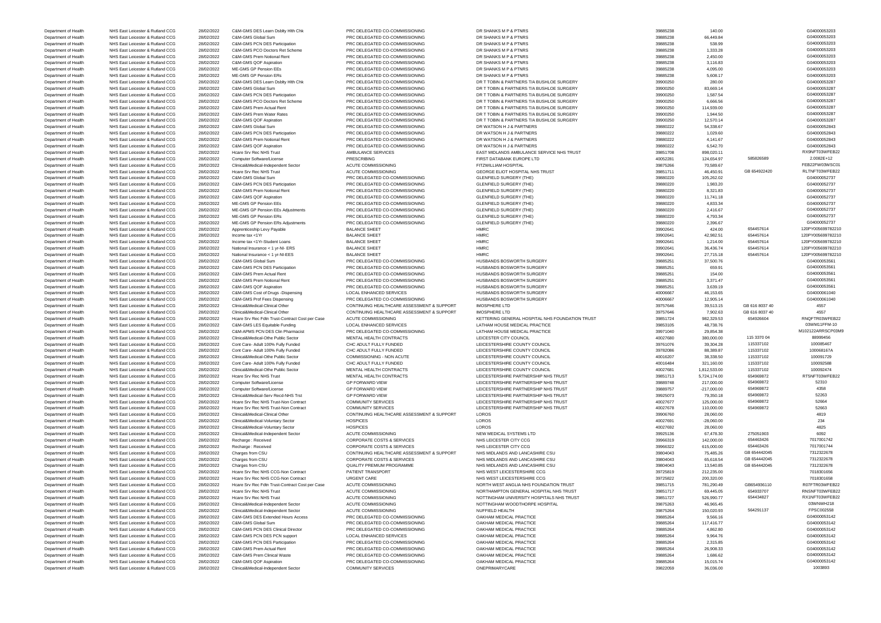| | | | | | | | | | |
|---|---|---|---|---|---|---|---|---|---|
| Department of Health | NHS East Leicester & Rutland CCG | 28/02/2022 | C&M-GMS DES Learn Dsblty Hlth Chk | PRC DELEGATED CO-COMMISSIONING | DR SHANKS M P & PTNRS | 39885238 | 140.00 | | G04000053203 |
| Department of Health | NHS East Leicester & Rutland CCG | 28/02/2022 | C&M-GMS Global Sum | PRC DELEGATED CO-COMMISSIONING | DR SHANKS M P & PTNRS | 39885238 | 66,449.84 | | G04000053203 |
| Department of Health | NHS East Leicester & Rutland CCG | 28/02/2022 | C&M-GMS PCN DES Participation | PRC DELEGATED CO-COMMISSIONING | DR SHANKS M P & PTNRS | 39885238 | 538.99 | | G04000053203 |
| Department of Health | NHS East Leicester & Rutland CCG | 28/02/2022 | C&M-GMS PCO Doctors Ret Scheme | PRC DELEGATED CO-COMMISSIONING | DR SHANKS M P & PTNRS | 39885238 | 1,333.28 | | G04000053203 |
| Department of Health | NHS East Leicester & Rutland CCG | 28/02/2022 | C&M-GMS Prem Notional Rent | PRC DELEGATED CO-COMMISSIONING | DR SHANKS M P & PTNRS | 39885238 | 2,450.00 | | G04000053203 |
| Department of Health | NHS East Leicester & Rutland CCG | 28/02/2022 | C&M-GMS QOF Aspiration | PRC DELEGATED CO-COMMISSIONING | DR SHANKS M P & PTNRS | 39885238 | 3,116.83 | | G04000053203 |
| Department of Health | NHS East Leicester & Rutland CCG | 28/02/2022 | ME-GMS GP Pension EEs | PRC DELEGATED CO-COMMISSIONING | DR SHANKS M P & PTNRS | 39885238 | 4,095.00 | | G04000053203 |
| Department of Health | NHS East Leicester & Rutland CCG | 28/02/2022 | ME-GMS GP Pension ERs | PRC DELEGATED CO-COMMISSIONING | DR SHANKS M P & PTNRS | 39885238 | 5,608.17 | | G04000053203 |
| Department of Health | NHS East Leicester & Rutland CCG | 28/02/2022 | C&M-GMS DES Learn Dsblty Hlth Chk | PRC DELEGATED CO-COMMISSIONING | DR T TOBIN & PARTNERS T/A BUSHLOE SURGERY | 39900250 | 280.00 | | G04000053287 |
| Department of Health | NHS East Leicester & Rutland CCG | 28/02/2022 | C&M-GMS Global Sum | PRC DELEGATED CO-COMMISSIONING | DR T TOBIN & PARTNERS T/A BUSHLOE SURGERY | 39900250 | 83,669.14 | | G04000053287 |
| Department of Health | NHS East Leicester & Rutland CCG | 28/02/2022 | C&M-GMS PCN DES Participation | PRC DELEGATED CO-COMMISSIONING | DR T TOBIN & PARTNERS T/A BUSHLOE SURGERY | 39900250 | 1,587.54 | | G04000053287 |
| Department of Health | NHS East Leicester & Rutland CCG | 28/02/2022 | C&M-GMS PCO Doctors Ret Scheme | PRC DELEGATED CO-COMMISSIONING | DR T TOBIN & PARTNERS T/A BUSHLOE SURGERY | 39900250 | 6,666.56 | | G04000053287 |
| Department of Health | NHS East Leicester & Rutland CCG | 28/02/2022 | C&M-GMS Prem Actual Rent | PRC DELEGATED CO-COMMISSIONING | DR T TOBIN & PARTNERS T/A BUSHLOE SURGERY | 39900250 | 114,939.00 | | G04000053287 |
| Department of Health | NHS East Leicester & Rutland CCG | 28/02/2022 | C&M-GMS Prem Water Rates | PRC DELEGATED CO-COMMISSIONING | DR T TOBIN & PARTNERS T/A BUSHLOE SURGERY | 39900250 | 1,944.50 | | G04000053287 |
| Department of Health | NHS East Leicester & Rutland CCG | 28/02/2022 | C&M-GMS QOF Aspiration | PRC DELEGATED CO-COMMISSIONING | DR T TOBIN & PARTNERS T/A BUSHLOE SURGERY | 39900250 | 12,570.14 | | G04000053287 |
| Department of Health | NHS East Leicester & Rutland CCG | 28/02/2022 | C&M-GMS Global Sum | PRC DELEGATED CO-COMMISSIONING | DR WATSON H J & PARTNERS | 39880222 | 54,338.67 | | G04000052843 |
| Department of Health | NHS East Leicester & Rutland CCG | 28/02/2022 | C&M-GMS PCN DES Participation | PRC DELEGATED CO-COMMISSIONING | DR WATSON H J & PARTNERS | 39880222 | 1,029.60 | | G04000052843 |
| Department of Health | NHS East Leicester & Rutland CCG | 28/02/2022 | C&M-GMS Prem Notional Rent | PRC DELEGATED CO-COMMISSIONING | DR WATSON H J & PARTNERS | 39880222 | 4,141.67 | | G04000052843 |
| Department of Health | NHS East Leicester & Rutland CCG | 28/02/2022 | C&M-GMS QOF Aspiration | PRC DELEGATED CO-COMMISSIONING | DR WATSON H J & PARTNERS | 39880222 | 6,542.70 | | G04000052843 |
| Department of Health | NHS East Leicester & Rutland CCG | 28/02/2022 | Hcare Srv Rec NHS Trust | AMBULANCE SERVICES | EAST MIDLANDS AMBULANCE SERVICE NHS TRUST | 39851708 | 898,020.11 | | RX9NFT03WFEB22 |
| Department of Health | NHS East Leicester & Rutland CCG | 28/02/2022 | Computer Software/License | PRESCRIBING | FIRST DATABANK EUROPE LTD | 40052281 | 124,654.97 | 585826589 | 2.0082E+12 |
| Department of Health | NHS East Leicester & Rutland CCG | 28/02/2022 | Clinical&Medical-Independent Sector | ACUTE COMMISSIONING | FITZWILLIAM HOSPITAL | 39875266 | 70,589.67 | | FEB22FW03WSC01 |
| Department of Health | NHS East Leicester & Rutland CCG | 28/02/2022 | Hcare Srv Rec NHS Trust | ACUTE COMMISSIONING | GEORGE ELIOT HOSPITAL NHS TRUST | 39851711 | 46,450.91 | GB 654922420 | RLTNFT03WFEB22 |
| Department of Health | NHS East Leicester & Rutland CCG | 28/02/2022 | C&M-GMS Global Sum | PRC DELEGATED CO-COMMISSIONING | GLENFIELD SURGERY (THE) | 39880220 | 105,262.02 | | G04000052737 |
| Department of Health | NHS East Leicester & Rutland CCG | 28/02/2022 | C&M-GMS PCN DES Participation | PRC DELEGATED CO-COMMISSIONING | GLENFIELD SURGERY (THE) | 39880220 | 1,983.20 | | G04000052737 |
| Department of Health | NHS East Leicester & Rutland CCG | 28/02/2022 | C&M-GMS Prem Notional Rent | PRC DELEGATED CO-COMMISSIONING | GLENFIELD SURGERY (THE) | 39880220 | 8,321.83 | | G04000052737 |
| Department of Health | NHS East Leicester & Rutland CCG | 28/02/2022 | C&M-GMS QOF Aspiration | PRC DELEGATED CO-COMMISSIONING | GLENFIELD SURGERY (THE) | 39880220 | 11,741.18 | | G04000052737 |
| Department of Health | NHS East Leicester & Rutland CCG | 28/02/2022 | ME-GMS GP Pension EEs | PRC DELEGATED CO-COMMISSIONING | GLENFIELD SURGERY (THE) | 39880220 | 4,833.34 | | G04000052737 |
| Department of Health | NHS East Leicester & Rutland CCG | 28/02/2022 | ME-GMS GP Pension EEs Adjustments | PRC DELEGATED CO-COMMISSIONING | GLENFIELD SURGERY (THE) | 39880220 | 2,416.67 | | G04000052737 |
| Department of Health | NHS East Leicester & Rutland CCG | 28/02/2022 | ME-GMS GP Pension ERs | PRC DELEGATED CO-COMMISSIONING | GLENFIELD SURGERY (THE) | 39880220 | 4,793.34 | | G04000052737 |
| Department of Health | NHS East Leicester & Rutland CCG | 28/02/2022 | ME-GMS GP Pension ERs Adjustments | PRC DELEGATED CO-COMMISSIONING | GLENFIELD SURGERY (THE) | 39880220 | 2,396.67 | | G04000052737 |
| Department of Health | NHS East Leicester & Rutland CCG | 28/02/2022 | Apprenticeship Levy Payable | BALANCE SHEET | HMRC | 39902641 | 424.00 | 654457614 | 120PY005699782210 |
| Department of Health | NHS East Leicester & Rutland CCG | 28/02/2022 | Income tax <1Yr | BALANCE SHEET | HMRC | 39902641 | 42,982.51 | 654457614 | 120PY005699782210 |
| Department of Health | NHS East Leicester & Rutland CCG | 28/02/2022 | Income tax <1Yr-Student Loans | BALANCE SHEET | HMRC | 39902641 | 1,214.00 | 654457614 | 120PY005699782210 |
| Department of Health | NHS East Leicester & Rutland CCG | 28/02/2022 | National Insurance < 1 yr-NI- ERS | BALANCE SHEET | HMRC | 39902641 | 36,436.74 | 654457614 | 120PY005699782210 |
| Department of Health | NHS East Leicester & Rutland CCG | 28/02/2022 | National Insurance < 1 yr-NI-EES | BALANCE SHEET | HMRC | 39902641 | 27,715.18 | 654457614 | 120PY005699782210 |
| Department of Health | NHS East Leicester & Rutland CCG | 28/02/2022 | C&M-GMS Global Sum | PRC DELEGATED CO-COMMISSIONING | HUSBANDS BOSWORTH SURGERY | 39885251 | 37,500.76 | | G04000053561 |
| Department of Health | NHS East Leicester & Rutland CCG | 28/02/2022 | C&M-GMS PCN DES Participation | PRC DELEGATED CO-COMMISSIONING | HUSBANDS BOSWORTH SURGERY | 39885251 | 659.91 | | G04000053561 |
| Department of Health | NHS East Leicester & Rutland CCG | 28/02/2022 | C&M-GMS Prem Actual Rent | PRC DELEGATED CO-COMMISSIONING | HUSBANDS BOSWORTH SURGERY | 39885251 | 154.00 | | G04000053561 |
| Department of Health | NHS East Leicester & Rutland CCG | 28/02/2022 | C&M-GMS Prem Notional Rent | PRC DELEGATED CO-COMMISSIONING | HUSBANDS BOSWORTH SURGERY | 39885251 | 3,371.47 | | G04000053561 |
| Department of Health | NHS East Leicester & Rutland CCG | 28/02/2022 | C&M-GMS QOF Aspiration | PRC DELEGATED CO-COMMISSIONING | HUSBANDS BOSWORTH SURGERY | 39885251 | 3,639.19 | | G04000053561 |
| Department of Health | NHS East Leicester & Rutland CCG | 28/02/2022 | C&M-GMS Cost of Drugs -Dispensing | LOCAL ENHANCED SERVICES | HUSBANDS BOSWORTH SURGERY | 40006667 | 46,153.65 | | G04000061040 |
| Department of Health | NHS East Leicester & Rutland CCG | 28/02/2022 | C&M-GMS Prof Fees Dispensing | PRC DELEGATED CO-COMMISSIONING | HUSBANDS BOSWORTH SURGERY | 40006667 | 12,905.14 | | G04000061040 |
| Department of Health | NHS East Leicester & Rutland CCG | 28/02/2022 | Clinical&Medical-Clinical Other | CONTINUING HEALTHCARE ASSESSMENT & SUPPORT | IMOSPHERE LTD | 39757646 | 39,513.15 | GB 616 8037 40 | 4557 |
| Department of Health | NHS East Leicester & Rutland CCG | 28/02/2022 | Clinical&Medical-Clinical Other | CONTINUING HEALTHCARE ASSESSMENT & SUPPORT | IMOSPHERE LTD | 39757646 | 7,902.63 | GB 616 8037 40 | 4557 |
| Department of Health | NHS East Leicester & Rutland CCG | 28/02/2022 | Hcare Srv Rec Fdtn Trust-Contract Cost per Case | ACUTE COMMISSIONING | KETTERING GENERAL HOSPITAL NHS FOUNDATION TRUST | 39851724 | 982,329.53 | 654926604 | RNQFTR03WFEB22 |
| Department of Health | NHS East Leicester & Rutland CCG | 28/02/2022 | C&M-GMS LES Equitable Funding | LOCAL ENHANCED SERVICES | LATHAM HOUSE MEDICAL PRACTICE | 39853105 | 48,738.76 | | 03WM11FFM-10 |
| Department of Health | NHS East Leicester & Rutland CCG | 28/02/2022 | C&M-APMS PCN DES Clin Pharmacist | PRC DELEGATED CO-COMMISSIONING | LATHAM HOUSE MEDICAL PRACTICE | 39971040 | 29,854.38 | | M102122ARRSCP03M9 |
| Department of Health | NHS East Leicester & Rutland CCG | 28/02/2022 | Clinical&Medical-Othe Public Sector | MENTAL HEALTH CONTRACTS | LEICESTER CITY COUNCIL | 40027680 | 380,000.00 | 115 3370 04 | 88999456 |
| Department of Health | NHS East Leicester & Rutland CCG | 28/02/2022 | Cont Care- Adult 100% Fully Funded | CHC ADULT FULLY FUNDED | LEICESTERSHIRE COUNTY COUNCIL | 39761076 | 39,304.28 | 115337102 | 100085467 |
| Department of Health | NHS East Leicester & Rutland CCG | 28/02/2022 | Cont Care- Adult 100% Fully Funded | CHC ADULT FULLY FUNDED | LEICESTERSHIRE COUNTY COUNCIL | 39782086 | 88,389.87 | 115337102 | 100068167A |
| Department of Health | NHS East Leicester & Rutland CCG | 28/02/2022 | Clinical&Medical-Othe Public Sector | COMMISSIONING - NON ACUTE | LEICESTERSHIRE COUNTY COUNCIL | 40016207 | 38,338.50 | 115337102 | 100091729 |
| Department of Health | NHS East Leicester & Rutland CCG | 28/02/2022 | Cont Care- Adult 100% Fully Funded | CHC ADULT FULLY FUNDED | LEICESTERSHIRE COUNTY COUNCIL | 40016484 | 321,160.00 | 115337102 | 100092588 |
| Department of Health | NHS East Leicester & Rutland CCG | 28/02/2022 | Clinical&Medical-Othe Public Sector | MENTAL HEALTH CONTRACTS | LEICESTERSHIRE COUNTY COUNCIL | 40027681 | 1,812,533.00 | 115337102 | 100092474 |
| Department of Health | NHS East Leicester & Rutland CCG | 28/02/2022 | Hcare Srv Rec NHS Trust | MENTAL HEALTH CONTRACTS | LEICESTERSHIRE PARTNERSHIP NHS TRUST | 39851713 | 5,724,174.00 | 654969872 | RT5NFT03WFEB22 |
| Department of Health | NHS East Leicester & Rutland CCG | 28/02/2022 | Computer Software/License | GP FORWARD VIEW | LEICESTERSHIRE PARTNERSHIP NHS TRUST | 39889748 | 217,000.00 | 654969872 | 52310 |
| Department of Health | NHS East Leicester & Rutland CCG | 28/02/2022 | Computer Software/License | GP FORWARD VIEW | LEICESTERSHIRE PARTNERSHIP NHS TRUST | 39889757 | -217,000.00 | 654969872 | 4358 |
| Department of Health | NHS East Leicester & Rutland CCG | 28/02/2022 | Clinical&Medical-Serv Recd-NHS Trst | GP FORWARD VIEW | LEICESTERSHIRE PARTNERSHIP NHS TRUST | 39925073 | 79,350.18 | 654969872 | 52263 |
| Department of Health | NHS East Leicester & Rutland CCG | 28/02/2022 | Hcare Srv Rec NHS Trust-Non Contract | COMMUNITY SERVICES | LEICESTERSHIRE PARTNERSHIP NHS TRUST | 40027677 | 125,000.00 | 654969872 | 52664 |
| Department of Health | NHS East Leicester & Rutland CCG | 28/02/2022 | Hcare Srv Rec NHS Trust-Non Contract | COMMUNITY SERVICES | LEICESTERSHIRE PARTNERSHIP NHS TRUST | 40027678 | 110,000.00 | 654969872 | 52663 |
| Department of Health | NHS East Leicester & Rutland CCG | 28/02/2022 | Clinical&Medical-Clinical Other | CONTINUING HEALTHCARE ASSESSMENT & SUPPORT | LOROS | 39906760 | 28,060.00 | | 4819 |
| Department of Health | NHS East Leicester & Rutland CCG | 28/02/2022 | Clinical&Medical-Voluntary Sector | HOSPICES | LOROS | 40027691 | -28,060.00 | | 234 |
| Department of Health | NHS East Leicester & Rutland CCG | 28/02/2022 | Clinical&Medical-Voluntary Sector | HOSPICES | LOROS | 40027692 | 28,060.00 | | 4825 |
| Department of Health | NHS East Leicester & Rutland CCG | 28/02/2022 | Clinical&Medical-Independent Sector | ACUTE COMMISSIONING | NEW MEDICAL SYSTEMS LTD | 39925136 | 67,478.30 | 275051903 | 6092 |
| Department of Health | NHS East Leicester & Rutland CCG | 28/02/2022 | Recharge : Received | CORPORATE COSTS & SERVICES | NHS LEICESTER CITY CCG | 39966319 | 142,000.00 | 654463426 | 7017001742 |
| Department of Health | NHS East Leicester & Rutland CCG | 28/02/2022 | Recharge : Received | CORPORATE COSTS & SERVICES | NHS LEICESTER CITY CCG | 39966322 | 615,000.00 | 654463426 | 7017001744 |
| Department of Health | NHS East Leicester & Rutland CCG | 28/02/2022 | Charges from CSU | CONTINUING HEALTHCARE ASSESSMENT & SUPPORT | NHS MIDLANDS AND LANCASHIRE CSU | 39804043 | 75,485.26 | GB 654442045 | 7312322678 |
| Department of Health | NHS East Leicester & Rutland CCG | 28/02/2022 | Charges from CSU | CORPORATE COSTS & SERVICES | NHS MIDLANDS AND LANCASHIRE CSU | 39804043 | 65,618.54 | GB 654442045 | 7312322678 |
| Department of Health | NHS East Leicester & Rutland CCG | 28/02/2022 | Charges from CSU | QUALITY PREMIUM PROGRAMME | NHS MIDLANDS AND LANCASHIRE CSU | 39804043 | 13,540.85 | GB 654442045 | 7312322678 |
| Department of Health | NHS East Leicester & Rutland CCG | 28/02/2022 | Hcare Srv Rec NHS CCG-Non Contract | PATIENT TRANSPORT | NHS WEST LEICESTERSHIRE CCG | 39725819 | 212,235.00 | | 7018301656 |
| Department of Health | NHS East Leicester & Rutland CCG | 28/02/2022 | Hcare Srv Rec NHS CCG-Non Contract | URGENT CARE | NHS WEST LEICESTERSHIRE CCG | 39725822 | 200,320.00 | | 7018301658 |
| Department of Health | NHS East Leicester & Rutland CCG | 28/02/2022 | Hcare Srv Rec Fdtn Trust-Contract Cost per Case | ACUTE COMMISSIONING | NORTH WEST ANGLIA NHS FOUNDATION TRUST | 39851715 | 781,290.49 | GB654936110 | R07FTR03WFEB22 |
| Department of Health | NHS East Leicester & Rutland CCG | 28/02/2022 | Hcare Srv Rec NHS Trust | ACUTE COMMISSIONING | NORTHAMPTON GENERAL HOSPITAL NHS TRUST | 39851717 | 69,445.05 | 654933707 | RNSNFT03WFEB22 |
| Department of Health | NHS East Leicester & Rutland CCG | 28/02/2022 | Hcare Srv Rec NHS Trust | ACUTE COMMISSIONING | NOTTINGHAM UNIVERSITY HOSPITALS NHS TRUST | 39851727 | 526,990.77 | 654434827 | RX1NFT03WFEB22 |
| Department of Health | NHS East Leicester & Rutland CCG | 28/02/2022 | Clinical&Medical-Independent Sector | ACUTE COMMISSIONING | NOTTINGHAM WOODTHORPE HOSPITAL | 39875263 | 46,965.45 | | 03WNWH218 |
| Department of Health | NHS East Leicester & Rutland CCG | 28/02/2022 | Clinical&Medical-Independent Sector | ACUTE COMMISSIONING | NUFFIELD HEALTH | 39875264 | 150,020.93 | 564291137 | FPSC002558 |
| Department of Health | NHS East Leicester & Rutland CCG | 28/02/2022 | C&M-GMS DES Extended Hours Access | PRC DELEGATED CO-COMMISSIONING | OAKHAM MEDICAL PRACTICE | 39885264 | 9,566.16 | | G04000053142 |
| Department of Health | NHS East Leicester & Rutland CCG | 28/02/2022 | C&M-GMS Global Sum | PRC DELEGATED CO-COMMISSIONING | OAKHAM MEDICAL PRACTICE | 39885264 | 117,416.77 | | G04000053142 |
| Department of Health | NHS East Leicester & Rutland CCG | 28/02/2022 | C&M-GMS PCN DES Clinical Director | PRC DELEGATED CO-COMMISSIONING | OAKHAM MEDICAL PRACTICE | 39885264 | 4,862.80 | | G04000053142 |
| Department of Health | NHS East Leicester & Rutland CCG | 28/02/2022 | C&M-GMS PCN DES PCN support | LOCAL ENHANCED SERVICES | OAKHAM MEDICAL PRACTICE | 39885264 | 9,964.76 | | G04000053142 |
| Department of Health | NHS East Leicester & Rutland CCG | 28/02/2022 | C&M-GMS PCN DES Participation | PRC DELEGATED CO-COMMISSIONING | OAKHAM MEDICAL PRACTICE | 39885264 | 2,315.85 | | G04000053142 |
| Department of Health | NHS East Leicester & Rutland CCG | 28/02/2022 | C&M-GMS Prem Actual Rent | PRC DELEGATED CO-COMMISSIONING | OAKHAM MEDICAL PRACTICE | 39885264 | 26,908.33 | | G04000053142 |
| Department of Health | NHS East Leicester & Rutland CCG | 28/02/2022 | C&M-GMS Prem Clinical Waste | PRC DELEGATED CO-COMMISSIONING | OAKHAM MEDICAL PRACTICE | 39885264 | 1,686.62 | | G04000053142 |
| Department of Health | NHS East Leicester & Rutland CCG | 28/02/2022 | C&M-GMS QOF Aspiration | PRC DELEGATED CO-COMMISSIONING | OAKHAM MEDICAL PRACTICE | 39885264 | 15,015.74 | | G04000053142 |
| Department of Health | NHS East Leicester & Rutland CCG | 28/02/2022 | Clinical&Medical-Independent Sector | COMMUNITY SERVICES | ONEPRIMARYCARE | 39822059 | 36,036.00 | | 1003893 |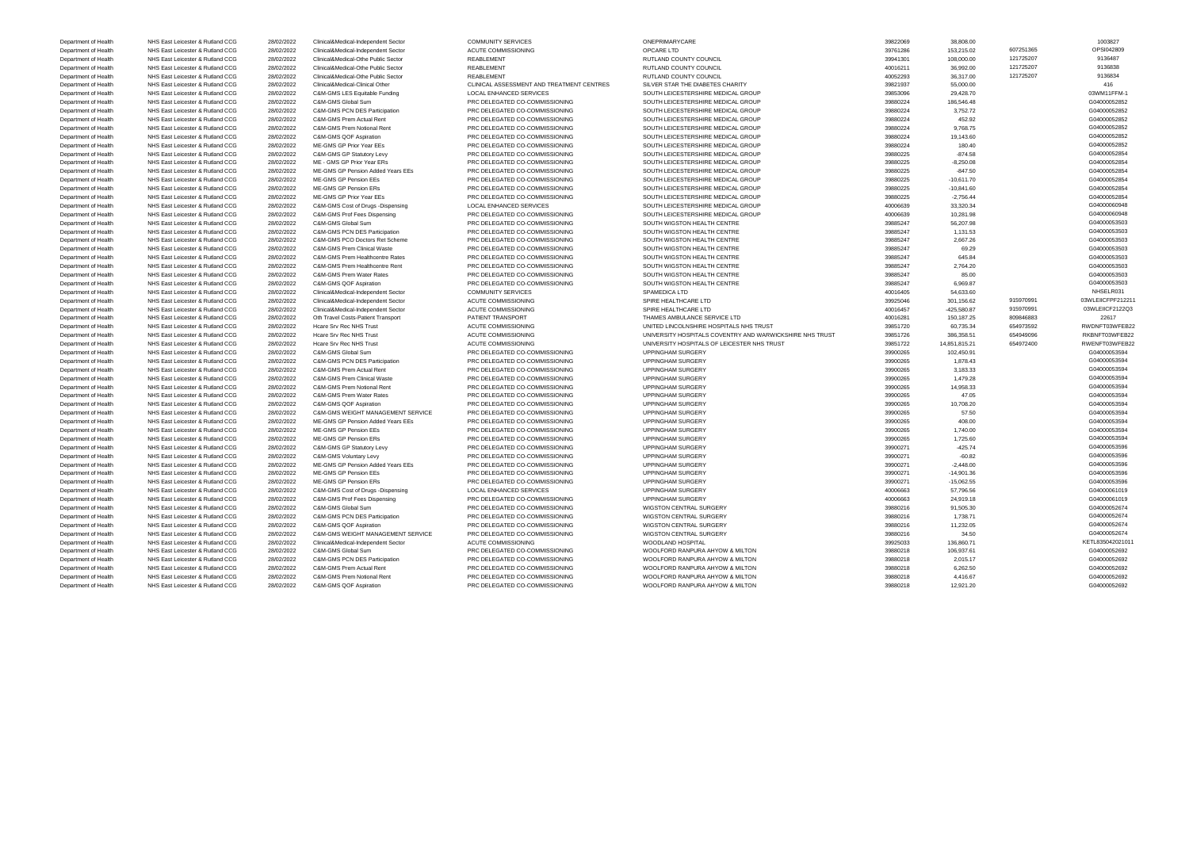| | | | | | | | | | |
|---|---|---|---|---|---|---|---|---|---|
| Department of Health | NHS East Leicester & Rutland CCG | 28/02/2022 | Clinical&Medical-Independent Sector | COMMUNITY SERVICES | ONEPRIMARYCARE | 39822069 | 38,808.00 | | 1003827 |
| Department of Health | NHS East Leicester & Rutland CCG | 28/02/2022 | Clinical&Medical-Independent Sector | ACUTE COMMISSIONING | OPCARE LTD | 39761286 | 153,215.02 | 607251365 | OPSI042809 |
| Department of Health | NHS East Leicester & Rutland CCG | 28/02/2022 | Clinical&Medical-Othe Public Sector | REABLEMENT | RUTLAND COUNTY COUNCIL | 39941301 | 108,000.00 | 121725207 | 9136487 |
| Department of Health | NHS East Leicester & Rutland CCG | 28/02/2022 | Clinical&Medical-Othe Public Sector | REABLEMENT | RUTLAND COUNTY COUNCIL | 40016211 | 36,992.00 | 121725207 | 9136838 |
| Department of Health | NHS East Leicester & Rutland CCG | 28/02/2022 | Clinical&Medical-Othe Public Sector | REABLEMENT | RUTLAND COUNTY COUNCIL | 40052293 | 36,317.00 | 121725207 | 9136834 |
| Department of Health | NHS East Leicester & Rutland CCG | 28/02/2022 | Clinical&Medical-Clinical Other | CLINICAL ASSESSMENT AND TREATMENT CENTRES | SILVER STAR THE DIABETES CHARITY | 39821937 | 55,000.00 | | 416 |
| Department of Health | NHS East Leicester & Rutland CCG | 28/02/2022 | C&M-GMS LES Equitable Funding | LOCAL ENHANCED SERVICES | SOUTH LEICESTERSHIRE MEDICAL GROUP | 39853096 | 29,428.70 | | 03WM11FFM-1 |
| Department of Health | NHS East Leicester & Rutland CCG | 28/02/2022 | C&M-GMS Global Sum | PRC DELEGATED CO-COMMISSIONING | SOUTH LEICESTERSHIRE MEDICAL GROUP | 39880224 | 186,546.48 | | G04000052852 |
| Department of Health | NHS East Leicester & Rutland CCG | 28/02/2022 | C&M-GMS PCN DES Participation | PRC DELEGATED CO-COMMISSIONING | SOUTH LEICESTERSHIRE MEDICAL GROUP | 39880224 | 3,752.72 | | G04000052852 |
| Department of Health | NHS East Leicester & Rutland CCG | 28/02/2022 | C&M-GMS Prem Actual Rent | PRC DELEGATED CO-COMMISSIONING | SOUTH LEICESTERSHIRE MEDICAL GROUP | 39880224 | 452.92 | | G04000052852 |
| Department of Health | NHS East Leicester & Rutland CCG | 28/02/2022 | C&M-GMS Prem Notional Rent | PRC DELEGATED CO-COMMISSIONING | SOUTH LEICESTERSHIRE MEDICAL GROUP | 39880224 | 9,768.75 | | G04000052852 |
| Department of Health | NHS East Leicester & Rutland CCG | 28/02/2022 | C&M-GMS QOF Aspiration | PRC DELEGATED CO-COMMISSIONING | SOUTH LEICESTERSHIRE MEDICAL GROUP | 39880224 | 19,143.60 | | G04000052852 |
| Department of Health | NHS East Leicester & Rutland CCG | 28/02/2022 | ME-GMS GP Prior Year EEs | PRC DELEGATED CO-COMMISSIONING | SOUTH LEICESTERSHIRE MEDICAL GROUP | 39880224 | 180.40 | | G04000052852 |
| Department of Health | NHS East Leicester & Rutland CCG | 28/02/2022 | C&M-GMS GP Statutory Levy | PRC DELEGATED CO-COMMISSIONING | SOUTH LEICESTERSHIRE MEDICAL GROUP | 39880225 | -874.58 | | G04000052854 |
| Department of Health | NHS East Leicester & Rutland CCG | 28/02/2022 | ME - GMS GP Prior Year ERs | PRC DELEGATED CO-COMMISSIONING | SOUTH LEICESTERSHIRE MEDICAL GROUP | 39880225 | -8,250.08 | | G04000052854 |
| Department of Health | NHS East Leicester & Rutland CCG | 28/02/2022 | ME-GMS GP Pension Added Years EEs | PRC DELEGATED CO-COMMISSIONING | SOUTH LEICESTERSHIRE MEDICAL GROUP | 39880225 | -847.50 | | G04000052854 |
| Department of Health | NHS East Leicester & Rutland CCG | 28/02/2022 | ME-GMS GP Pension EEs | PRC DELEGATED CO-COMMISSIONING | SOUTH LEICESTERSHIRE MEDICAL GROUP | 39880225 | -10,611.70 | | G04000052854 |
| Department of Health | NHS East Leicester & Rutland CCG | 28/02/2022 | ME-GMS GP Pension ERs | PRC DELEGATED CO-COMMISSIONING | SOUTH LEICESTERSHIRE MEDICAL GROUP | 39880225 | -10,841.60 | | G04000052854 |
| Department of Health | NHS East Leicester & Rutland CCG | 28/02/2022 | ME-GMS GP Prior Year EEs | PRC DELEGATED CO-COMMISSIONING | SOUTH LEICESTERSHIRE MEDICAL GROUP | 39880225 | -2,756.44 | | G04000052854 |
| Department of Health | NHS East Leicester & Rutland CCG | 28/02/2022 | C&M-GMS Cost of Drugs -Dispensing | LOCAL ENHANCED SERVICES | SOUTH LEICESTERSHIRE MEDICAL GROUP | 40006639 | 33,320.34 | | G04000060948 |
| Department of Health | NHS East Leicester & Rutland CCG | 28/02/2022 | C&M-GMS Prof Fees Dispensing | PRC DELEGATED CO-COMMISSIONING | SOUTH LEICESTERSHIRE MEDICAL GROUP | 40006639 | 10,281.98 | | G04000060948 |
| Department of Health | NHS East Leicester & Rutland CCG | 28/02/2022 | C&M-GMS Global Sum | PRC DELEGATED CO-COMMISSIONING | SOUTH WIGSTON HEALTH CENTRE | 39885247 | 56,207.98 | | G04000053503 |
| Department of Health | NHS East Leicester & Rutland CCG | 28/02/2022 | C&M-GMS PCN DES Participation | PRC DELEGATED CO-COMMISSIONING | SOUTH WIGSTON HEALTH CENTRE | 39885247 | 1,131.53 | | G04000053503 |
| Department of Health | NHS East Leicester & Rutland CCG | 28/02/2022 | C&M-GMS PCO Doctors Ret Scheme | PRC DELEGATED CO-COMMISSIONING | SOUTH WIGSTON HEALTH CENTRE | 39885247 | 2,667.26 | | G04000053503 |
| Department of Health | NHS East Leicester & Rutland CCG | 28/02/2022 | C&M-GMS Prem Clinical Waste | PRC DELEGATED CO-COMMISSIONING | SOUTH WIGSTON HEALTH CENTRE | 39885247 | 69.29 | | G04000053503 |
| Department of Health | NHS East Leicester & Rutland CCG | 28/02/2022 | C&M-GMS Prem Healthcentre Rates | PRC DELEGATED CO-COMMISSIONING | SOUTH WIGSTON HEALTH CENTRE | 39885247 | 645.84 | | G04000053503 |
| Department of Health | NHS East Leicester & Rutland CCG | 28/02/2022 | C&M-GMS Prem Healthcentre Rent | PRC DELEGATED CO-COMMISSIONING | SOUTH WIGSTON HEALTH CENTRE | 39885247 | 2,764.20 | | G04000053503 |
| Department of Health | NHS East Leicester & Rutland CCG | 28/02/2022 | C&M-GMS Prem Water Rates | PRC DELEGATED CO-COMMISSIONING | SOUTH WIGSTON HEALTH CENTRE | 39885247 | 85.00 | | G04000053503 |
| Department of Health | NHS East Leicester & Rutland CCG | 28/02/2022 | C&M-GMS QOF Aspiration | PRC DELEGATED CO-COMMISSIONING | SOUTH WIGSTON HEALTH CENTRE | 39885247 | 6,969.87 | | G04000053503 |
| Department of Health | NHS East Leicester & Rutland CCG | 28/02/2022 | Clinical&Medical-Independent Sector | COMMUNITY SERVICES | SPAMEDICA LTD | 40016405 | 54,633.60 | | NHSELR031 |
| Department of Health | NHS East Leicester & Rutland CCG | 28/02/2022 | Clinical&Medical-Independent Sector | ACUTE COMMISSIONING | SPIRE HEALTHCARE LTD | 39925046 | 301,156.62 | 915970991 | 03WLEIICFPF212211 |
| Department of Health | NHS East Leicester & Rutland CCG | 28/02/2022 | Clinical&Medical-Independent Sector | ACUTE COMMISSIONING | SPIRE HEALTHCARE LTD | 40016457 | -425,580.87 | 915970991 | 03WLEIICF2122Q3 |
| Department of Health | NHS East Leicester & Rutland CCG | 28/02/2022 | Oth Travel Costs-Patient Transport | PATIENT TRANSPORT | THAMES AMBULANCE SERVICE LTD | 40016281 | 150,187.25 | 809846883 | 22617 |
| Department of Health | NHS East Leicester & Rutland CCG | 28/02/2022 | Hcare Srv Rec NHS Trust | ACUTE COMMISSIONING | UNITED LINCOLNSHIRE HOSPITALS NHS TRUST | 39851720 | 60,735.34 | 654973592 | RWDNFT03WFEB22 |
| Department of Health | NHS East Leicester & Rutland CCG | 28/02/2022 | Hcare Srv Rec NHS Trust | ACUTE COMMISSIONING | UNIVERSITY HOSPITALS COVENTRY AND WARWICKSHIRE NHS TRUST | 39851726 | 386,358.51 | 654949096 | RKBNFT03WFEB22 |
| Department of Health | NHS East Leicester & Rutland CCG | 28/02/2022 | Hcare Srv Rec NHS Trust | ACUTE COMMISSIONING | UNIVERSITY HOSPITALS OF LEICESTER NHS TRUST | 39851722 | 14,851,815.21 | 654972400 | RWENFT03WFEB22 |
| Department of Health | NHS East Leicester & Rutland CCG | 28/02/2022 | C&M-GMS Global Sum | PRC DELEGATED CO-COMMISSIONING | UPPINGHAM SURGERY | 39900265 | 102,450.91 | | G04000053594 |
| Department of Health | NHS East Leicester & Rutland CCG | 28/02/2022 | C&M-GMS PCN DES Participation | PRC DELEGATED CO-COMMISSIONING | UPPINGHAM SURGERY | 39900265 | 1,878.43 | | G04000053594 |
| Department of Health | NHS East Leicester & Rutland CCG | 28/02/2022 | C&M-GMS Prem Actual Rent | PRC DELEGATED CO-COMMISSIONING | UPPINGHAM SURGERY | 39900265 | 3,183.33 | | G04000053594 |
| Department of Health | NHS East Leicester & Rutland CCG | 28/02/2022 | C&M-GMS Prem Clinical Waste | PRC DELEGATED CO-COMMISSIONING | UPPINGHAM SURGERY | 39900265 | 1,479.28 | | G04000053594 |
| Department of Health | NHS East Leicester & Rutland CCG | 28/02/2022 | C&M-GMS Prem Notional Rent | PRC DELEGATED CO-COMMISSIONING | UPPINGHAM SURGERY | 39900265 | 14,958.33 | | G04000053594 |
| Department of Health | NHS East Leicester & Rutland CCG | 28/02/2022 | C&M-GMS Prem Water Rates | PRC DELEGATED CO-COMMISSIONING | UPPINGHAM SURGERY | 39900265 | 47.05 | | G04000053594 |
| Department of Health | NHS East Leicester & Rutland CCG | 28/02/2022 | C&M-GMS QOF Aspiration | PRC DELEGATED CO-COMMISSIONING | UPPINGHAM SURGERY | 39900265 | 10,708.20 | | G04000053594 |
| Department of Health | NHS East Leicester & Rutland CCG | 28/02/2022 | C&M-GMS WEIGHT MANAGEMENT SERVICE | PRC DELEGATED CO-COMMISSIONING | UPPINGHAM SURGERY | 39900265 | 57.50 | | G04000053594 |
| Department of Health | NHS East Leicester & Rutland CCG | 28/02/2022 | ME-GMS GP Pension Added Years EEs | PRC DELEGATED CO-COMMISSIONING | UPPINGHAM SURGERY | 39900265 | 408.00 | | G04000053594 |
| Department of Health | NHS East Leicester & Rutland CCG | 28/02/2022 | ME-GMS GP Pension EEs | PRC DELEGATED CO-COMMISSIONING | UPPINGHAM SURGERY | 39900265 | 1,740.00 | | G04000053594 |
| Department of Health | NHS East Leicester & Rutland CCG | 28/02/2022 | ME-GMS GP Pension ERs | PRC DELEGATED CO-COMMISSIONING | UPPINGHAM SURGERY | 39900265 | 1,725.60 | | G04000053594 |
| Department of Health | NHS East Leicester & Rutland CCG | 28/02/2022 | C&M-GMS GP Statutory Levy | PRC DELEGATED CO-COMMISSIONING | UPPINGHAM SURGERY | 39900271 | -425.74 | | G04000053596 |
| Department of Health | NHS East Leicester & Rutland CCG | 28/02/2022 | C&M-GMS Voluntary Levy | PRC DELEGATED CO-COMMISSIONING | UPPINGHAM SURGERY | 39900271 | -60.82 | | G04000053596 |
| Department of Health | NHS East Leicester & Rutland CCG | 28/02/2022 | ME-GMS GP Pension Added Years EEs | PRC DELEGATED CO-COMMISSIONING | UPPINGHAM SURGERY | 39900271 | -2,448.00 | | G04000053596 |
| Department of Health | NHS East Leicester & Rutland CCG | 28/02/2022 | ME-GMS GP Pension EEs | PRC DELEGATED CO-COMMISSIONING | UPPINGHAM SURGERY | 39900271 | -14,901.36 | | G04000053596 |
| Department of Health | NHS East Leicester & Rutland CCG | 28/02/2022 | ME-GMS GP Pension ERs | PRC DELEGATED CO-COMMISSIONING | UPPINGHAM SURGERY | 39900271 | -15,062.55 | | G04000053596 |
| Department of Health | NHS East Leicester & Rutland CCG | 28/02/2022 | C&M-GMS Cost of Drugs -Dispensing | LOCAL ENHANCED SERVICES | UPPINGHAM SURGERY | 40006663 | 57,796.56 | | G04000061019 |
| Department of Health | NHS East Leicester & Rutland CCG | 28/02/2022 | C&M-GMS Prof Fees Dispensing | PRC DELEGATED CO-COMMISSIONING | UPPINGHAM SURGERY | 40006663 | 24,919.18 | | G04000061019 |
| Department of Health | NHS East Leicester & Rutland CCG | 28/02/2022 | C&M-GMS Global Sum | PRC DELEGATED CO-COMMISSIONING | WIGSTON CENTRAL SURGERY | 39880216 | 91,505.30 | | G04000052674 |
| Department of Health | NHS East Leicester & Rutland CCG | 28/02/2022 | C&M-GMS PCN DES Participation | PRC DELEGATED CO-COMMISSIONING | WIGSTON CENTRAL SURGERY | 39880216 | 1,738.71 | | G04000052674 |
| Department of Health | NHS East Leicester & Rutland CCG | 28/02/2022 | C&M-GMS QOF Aspiration | PRC DELEGATED CO-COMMISSIONING | WIGSTON CENTRAL SURGERY | 39880216 | 11,232.05 | | G04000052674 |
| Department of Health | NHS East Leicester & Rutland CCG | 28/02/2022 | C&M-GMS WEIGHT MANAGEMENT SERVICE | PRC DELEGATED CO-COMMISSIONING | WIGSTON CENTRAL SURGERY | 39880216 | 34.50 | | G04000052674 |
| Department of Health | NHS East Leicester & Rutland CCG | 28/02/2022 | Clinical&Medical-Independent Sector | ACUTE COMMISSIONING | WOODLAND HOSPITAL | 39925033 | 136,860.71 | | KETL835042021011 |
| Department of Health | NHS East Leicester & Rutland CCG | 28/02/2022 | C&M-GMS Global Sum | PRC DELEGATED CO-COMMISSIONING | WOOLFORD RANPURA AHYOW & MILTON | 39880218 | 106,937.61 | | G04000052692 |
| Department of Health | NHS East Leicester & Rutland CCG | 28/02/2022 | C&M-GMS PCN DES Participation | PRC DELEGATED CO-COMMISSIONING | WOOLFORD RANPURA AHYOW & MILTON | 39880218 | 2,015.17 | | G04000052692 |
| Department of Health | NHS East Leicester & Rutland CCG | 28/02/2022 | C&M-GMS Prem Actual Rent | PRC DELEGATED CO-COMMISSIONING | WOOLFORD RANPURA AHYOW & MILTON | 39880218 | 6,262.50 | | G04000052692 |
| Department of Health | NHS East Leicester & Rutland CCG | 28/02/2022 | C&M-GMS Prem Notional Rent | PRC DELEGATED CO-COMMISSIONING | WOOLFORD RANPURA AHYOW & MILTON | 39880218 | 4,416.67 | | G04000052692 |
| Department of Health | NHS East Leicester & Rutland CCG | 28/02/2022 | C&M-GMS QOF Aspiration | PRC DELEGATED CO-COMMISSIONING | WOOLFORD RANPURA AHYOW & MILTON | 39880218 | 12,921.20 | | G04000052692 |